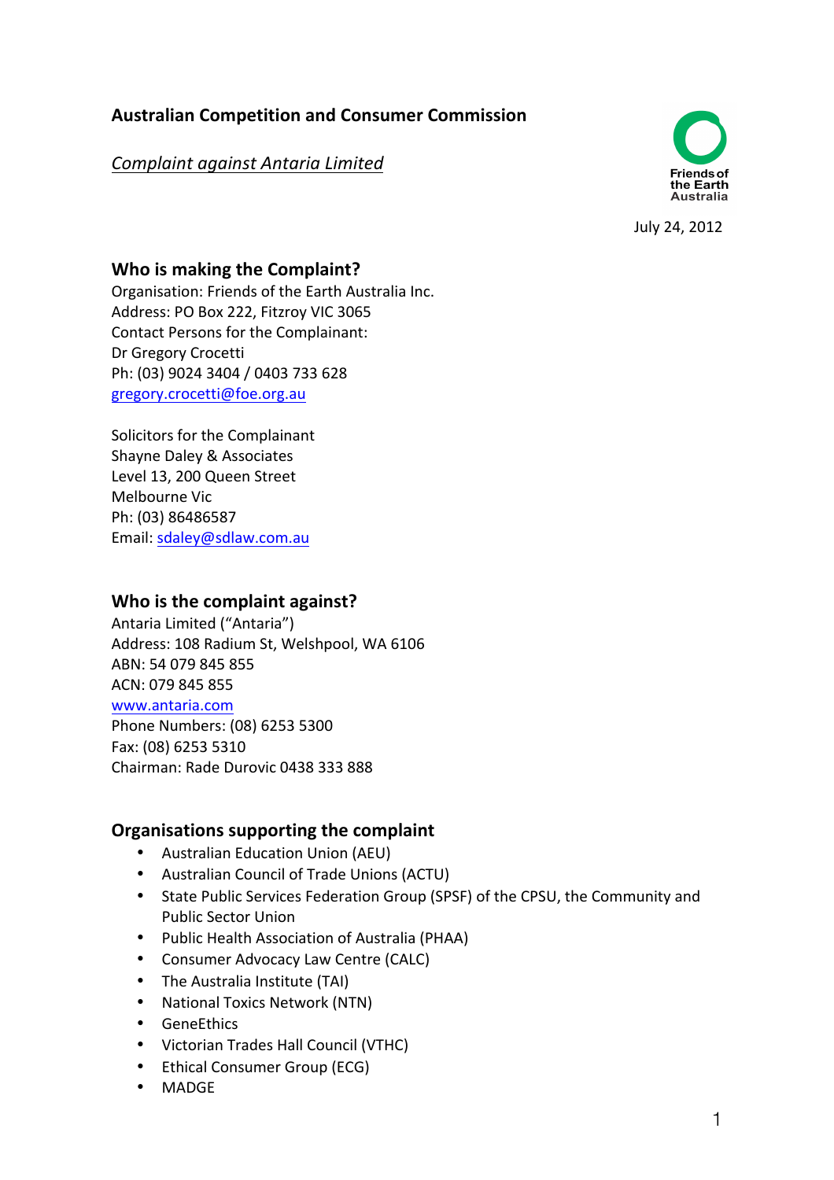**Australian Competition and Consumer Commission**

*Complaint against Antaria Limited*

Friends of the Earth Australia

July 24, 2012

## Who is making the Complaint?

Organisation: Friends of the Earth Australia Inc.
Address: PO Box 222, Fitzroy VIC 3065
Contact Persons for the Complainant:
Dr Gregory Crocetti
Ph: (03) 9024 3404 / 0403 733 628
gregory.crocetti@foe.org.au

Solicitors for the Complainant
Shayne Daley & Associates
Level 13, 200 Queen Street
Melbourne Vic
Ph: (03) 86486587
Email: sdaley@sdlaw.com.au

## Who is the complaint against?

Antaria Limited ("Antaria")
Address: 108 Radium St, Welshpool, WA 6106
ABN: 54 079 845 855
ACN: 079 845 855
www.antaria.com
Phone Numbers: (08) 6253 5300
Fax: (08) 6253 5310
Chairman: Rade Durovic 0438 333 888

## Organisations supporting the complaint

- Australian Education Union (AEU)
- Australian Council of Trade Unions (ACTU)
- State Public Services Federation Group (SPSF) of the CPSU, the Community and Public Sector Union
- Public Health Association of Australia (PHAA)
- Consumer Advocacy Law Centre (CALC)
- The Australia Institute (TAI)
- National Toxics Network (NTN)
- GeneEthics
- Victorian Trades Hall Council (VTHC)
- Ethical Consumer Group (ECG)
- MADGE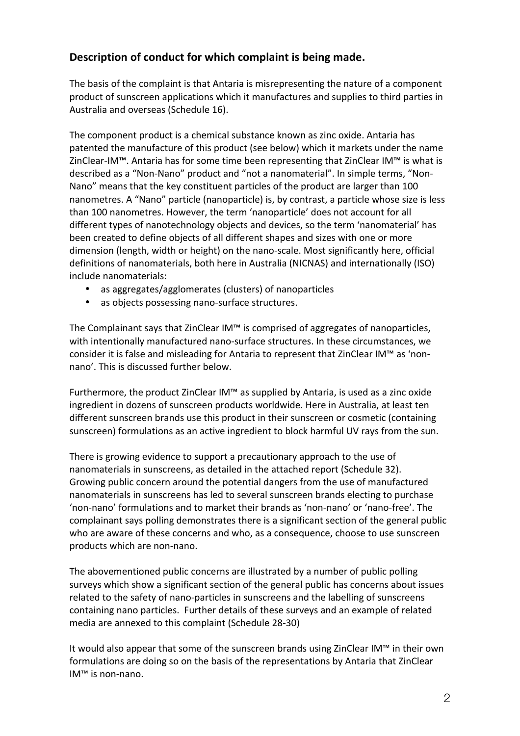## Description of conduct for which complaint is being made.

The basis of the complaint is that Antaria is misrepresenting the nature of a component product of sunscreen applications which it manufactures and supplies to third parties in Australia and overseas (Schedule 16).

The component product is a chemical substance known as zinc oxide. Antaria has patented the manufacture of this product (see below) which it markets under the name ZinClear-IM™. Antaria has for some time been representing that ZinClear IM™ is what is described as a "Non-Nano" product and "not a nanomaterial". In simple terms, "Non-Nano" means that the key constituent particles of the product are larger than 100 nanometres. A "Nano" particle (nanoparticle) is, by contrast, a particle whose size is less than 100 nanometres. However, the term 'nanoparticle' does not account for all different types of nanotechnology objects and devices, so the term 'nanomaterial' has been created to define objects of all different shapes and sizes with one or more dimension (length, width or height) on the nano-scale. Most significantly here, official definitions of nanomaterials, both here in Australia (NICNAS) and internationally (ISO) include nanomaterials:

- as aggregates/agglomerates (clusters) of nanoparticles
- as objects possessing nano-surface structures.

The Complainant says that ZinClear IM™ is comprised of aggregates of nanoparticles, with intentionally manufactured nano-surface structures. In these circumstances, we consider it is false and misleading for Antaria to represent that ZinClear IM™ as 'non-nano'. This is discussed further below.

Furthermore, the product ZinClear IM™ as supplied by Antaria, is used as a zinc oxide ingredient in dozens of sunscreen products worldwide. Here in Australia, at least ten different sunscreen brands use this product in their sunscreen or cosmetic (containing sunscreen) formulations as an active ingredient to block harmful UV rays from the sun.

There is growing evidence to support a precautionary approach to the use of nanomaterials in sunscreens, as detailed in the attached report (Schedule 32). Growing public concern around the potential dangers from the use of manufactured nanomaterials in sunscreens has led to several sunscreen brands electing to purchase 'non-nano' formulations and to market their brands as 'non-nano' or 'nano-free'. The complainant says polling demonstrates there is a significant section of the general public who are aware of these concerns and who, as a consequence, choose to use sunscreen products which are non-nano.

The abovementioned public concerns are illustrated by a number of public polling surveys which show a significant section of the general public has concerns about issues related to the safety of nano-particles in sunscreens and the labelling of sunscreens containing nano particles. Further details of these surveys and an example of related media are annexed to this complaint (Schedule 28-30)

It would also appear that some of the sunscreen brands using ZinClear IM™ in their own formulations are doing so on the basis of the representations by Antaria that ZinClear IM™ is non-nano.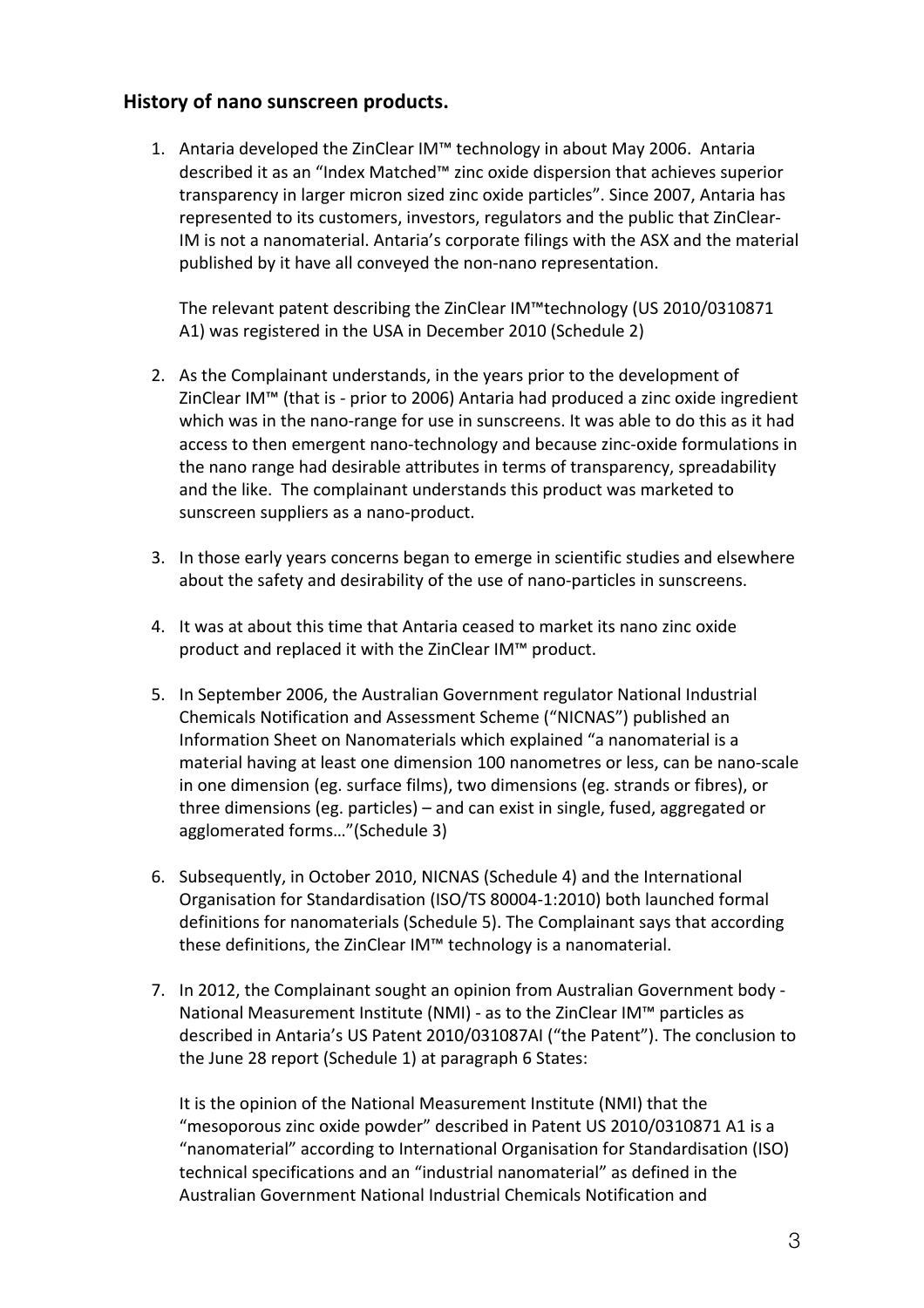## History of nano sunscreen products.

1. Antaria developed the ZinClear IM™ technology in about May 2006. Antaria described it as an "Index Matched™ zinc oxide dispersion that achieves superior transparency in larger micron sized zinc oxide particles". Since 2007, Antaria has represented to its customers, investors, regulators and the public that ZinClear-IM is not a nanomaterial. Antaria's corporate filings with the ASX and the material published by it have all conveyed the non-nano representation.

   The relevant patent describing the ZinClear IM™technology (US 2010/0310871 A1) was registered in the USA in December 2010 (Schedule 2)

2. As the Complainant understands, in the years prior to the development of ZinClear IM™ (that is - prior to 2006) Antaria had produced a zinc oxide ingredient which was in the nano-range for use in sunscreens. It was able to do this as it had access to then emergent nano-technology and because zinc-oxide formulations in the nano range had desirable attributes in terms of transparency, spreadability and the like. The complainant understands this product was marketed to sunscreen suppliers as a nano-product.

3. In those early years concerns began to emerge in scientific studies and elsewhere about the safety and desirability of the use of nano-particles in sunscreens.

4. It was at about this time that Antaria ceased to market its nano zinc oxide product and replaced it with the ZinClear IM™ product.

5. In September 2006, the Australian Government regulator National Industrial Chemicals Notification and Assessment Scheme ("NICNAS") published an Information Sheet on Nanomaterials which explained "a nanomaterial is a material having at least one dimension 100 nanometres or less, can be nano-scale in one dimension (eg. surface films), two dimensions (eg. strands or fibres), or three dimensions (eg. particles) – and can exist in single, fused, aggregated or agglomerated forms…"(Schedule 3)

6. Subsequently, in October 2010, NICNAS (Schedule 4) and the International Organisation for Standardisation (ISO/TS 80004-1:2010) both launched formal definitions for nanomaterials (Schedule 5). The Complainant says that according these definitions, the ZinClear IM™ technology is a nanomaterial.

7. In 2012, the Complainant sought an opinion from Australian Government body - National Measurement Institute (NMI) - as to the ZinClear IM™ particles as described in Antaria's US Patent 2010/031087AI ("the Patent"). The conclusion to the June 28 report (Schedule 1) at paragraph 6 States:

   It is the opinion of the National Measurement Institute (NMI) that the "mesoporous zinc oxide powder" described in Patent US 2010/0310871 A1 is a "nanomaterial" according to International Organisation for Standardisation (ISO) technical specifications and an "industrial nanomaterial" as defined in the Australian Government National Industrial Chemicals Notification and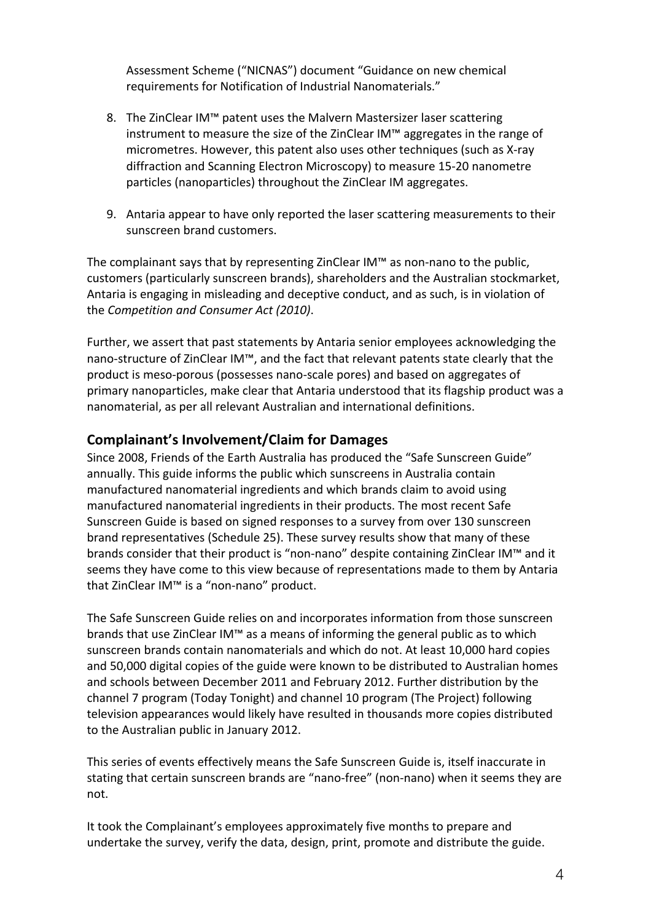Assessment Scheme ("NICNAS") document "Guidance on new chemical requirements for Notification of Industrial Nanomaterials."

8. The ZinClear IM™ patent uses the Malvern Mastersizer laser scattering instrument to measure the size of the ZinClear IM™ aggregates in the range of micrometres. However, this patent also uses other techniques (such as X-ray diffraction and Scanning Electron Microscopy) to measure 15-20 nanometre particles (nanoparticles) throughout the ZinClear IM aggregates.

9. Antaria appear to have only reported the laser scattering measurements to their sunscreen brand customers.

The complainant says that by representing ZinClear IM™ as non-nano to the public, customers (particularly sunscreen brands), shareholders and the Australian stockmarket, Antaria is engaging in misleading and deceptive conduct, and as such, is in violation of the *Competition and Consumer Act (2010)*.

Further, we assert that past statements by Antaria senior employees acknowledging the nano-structure of ZinClear IM™, and the fact that relevant patents state clearly that the product is meso-porous (possesses nano-scale pores) and based on aggregates of primary nanoparticles, make clear that Antaria understood that its flagship product was a nanomaterial, as per all relevant Australian and international definitions.

## Complainant's Involvement/Claim for Damages

Since 2008, Friends of the Earth Australia has produced the "Safe Sunscreen Guide" annually. This guide informs the public which sunscreens in Australia contain manufactured nanomaterial ingredients and which brands claim to avoid using manufactured nanomaterial ingredients in their products. The most recent Safe Sunscreen Guide is based on signed responses to a survey from over 130 sunscreen brand representatives (Schedule 25). These survey results show that many of these brands consider that their product is "non-nano" despite containing ZinClear IM™ and it seems they have come to this view because of representations made to them by Antaria that ZinClear IM™ is a "non-nano" product.

The Safe Sunscreen Guide relies on and incorporates information from those sunscreen brands that use ZinClear IM™ as a means of informing the general public as to which sunscreen brands contain nanomaterials and which do not. At least 10,000 hard copies and 50,000 digital copies of the guide were known to be distributed to Australian homes and schools between December 2011 and February 2012. Further distribution by the channel 7 program (Today Tonight) and channel 10 program (The Project) following television appearances would likely have resulted in thousands more copies distributed to the Australian public in January 2012.

This series of events effectively means the Safe Sunscreen Guide is, itself inaccurate in stating that certain sunscreen brands are "nano-free" (non-nano) when it seems they are not.

It took the Complainant's employees approximately five months to prepare and undertake the survey, verify the data, design, print, promote and distribute the guide.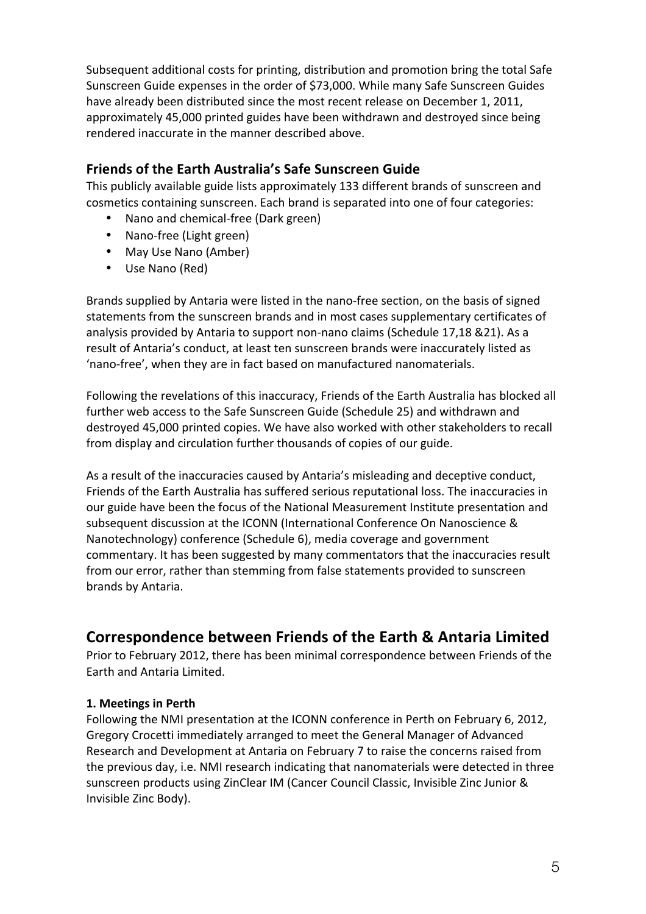Subsequent additional costs for printing, distribution and promotion bring the total Safe Sunscreen Guide expenses in the order of $73,000. While many Safe Sunscreen Guides have already been distributed since the most recent release on December 1, 2011, approximately 45,000 printed guides have been withdrawn and destroyed since being rendered inaccurate in the manner described above.

### Friends of the Earth Australia's Safe Sunscreen Guide

This publicly available guide lists approximately 133 different brands of sunscreen and cosmetics containing sunscreen. Each brand is separated into one of four categories:

- Nano and chemical-free (Dark green)
- Nano-free (Light green)
- May Use Nano (Amber)
- Use Nano (Red)

Brands supplied by Antaria were listed in the nano-free section, on the basis of signed statements from the sunscreen brands and in most cases supplementary certificates of analysis provided by Antaria to support non-nano claims (Schedule 17,18 &21). As a result of Antaria's conduct, at least ten sunscreen brands were inaccurately listed as 'nano-free', when they are in fact based on manufactured nanomaterials.

Following the revelations of this inaccuracy, Friends of the Earth Australia has blocked all further web access to the Safe Sunscreen Guide (Schedule 25) and withdrawn and destroyed 45,000 printed copies. We have also worked with other stakeholders to recall from display and circulation further thousands of copies of our guide.

As a result of the inaccuracies caused by Antaria's misleading and deceptive conduct, Friends of the Earth Australia has suffered serious reputational loss. The inaccuracies in our guide have been the focus of the National Measurement Institute presentation and subsequent discussion at the ICONN (International Conference On Nanoscience & Nanotechnology) conference (Schedule 6), media coverage and government commentary. It has been suggested by many commentators that the inaccuracies result from our error, rather than stemming from false statements provided to sunscreen brands by Antaria.

## Correspondence between Friends of the Earth & Antaria Limited

Prior to February 2012, there has been minimal correspondence between Friends of the Earth and Antaria Limited.

**1. Meetings in Perth**

Following the NMI presentation at the ICONN conference in Perth on February 6, 2012, Gregory Crocetti immediately arranged to meet the General Manager of Advanced Research and Development at Antaria on February 7 to raise the concerns raised from the previous day, i.e. NMI research indicating that nanomaterials were detected in three sunscreen products using ZinClear IM (Cancer Council Classic, Invisible Zinc Junior & Invisible Zinc Body).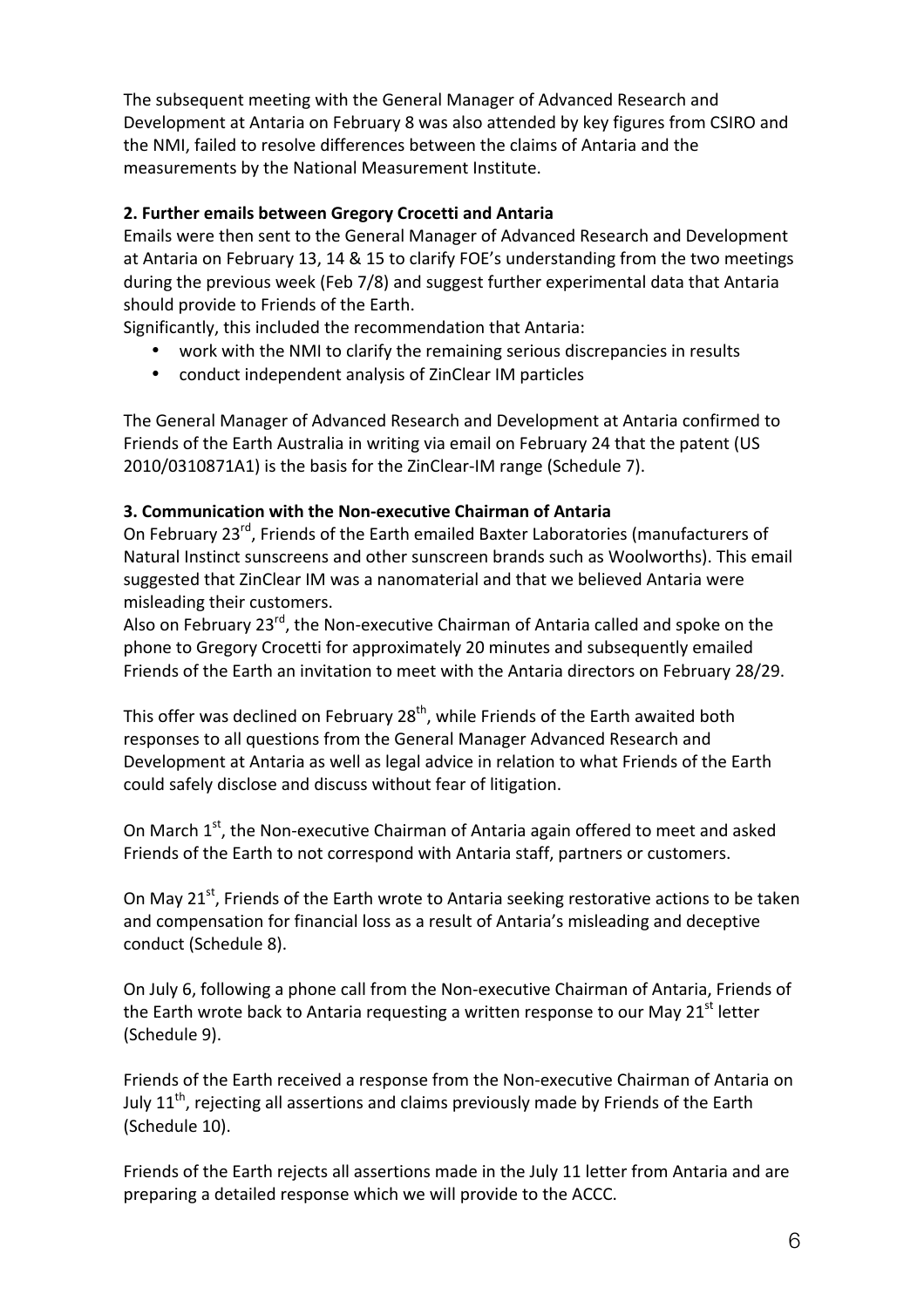The subsequent meeting with the General Manager of Advanced Research and Development at Antaria on February 8 was also attended by key figures from CSIRO and the NMI, failed to resolve differences between the claims of Antaria and the measurements by the National Measurement Institute.

**2. Further emails between Gregory Crocetti and Antaria**

Emails were then sent to the General Manager of Advanced Research and Development at Antaria on February 13, 14 & 15 to clarify FOE's understanding from the two meetings during the previous week (Feb 7/8) and suggest further experimental data that Antaria should provide to Friends of the Earth.

Significantly, this included the recommendation that Antaria:

- work with the NMI to clarify the remaining serious discrepancies in results
- conduct independent analysis of ZinClear IM particles

The General Manager of Advanced Research and Development at Antaria confirmed to Friends of the Earth Australia in writing via email on February 24 that the patent (US 2010/0310871A1) is the basis for the ZinClear-IM range (Schedule 7).

**3. Communication with the Non-executive Chairman of Antaria**

On February 23rd, Friends of the Earth emailed Baxter Laboratories (manufacturers of Natural Instinct sunscreens and other sunscreen brands such as Woolworths). This email suggested that ZinClear IM was a nanomaterial and that we believed Antaria were misleading their customers.

Also on February 23rd, the Non-executive Chairman of Antaria called and spoke on the phone to Gregory Crocetti for approximately 20 minutes and subsequently emailed Friends of the Earth an invitation to meet with the Antaria directors on February 28/29.

This offer was declined on February 28th, while Friends of the Earth awaited both responses to all questions from the General Manager Advanced Research and Development at Antaria as well as legal advice in relation to what Friends of the Earth could safely disclose and discuss without fear of litigation.

On March 1st, the Non-executive Chairman of Antaria again offered to meet and asked Friends of the Earth to not correspond with Antaria staff, partners or customers.

On May 21st, Friends of the Earth wrote to Antaria seeking restorative actions to be taken and compensation for financial loss as a result of Antaria's misleading and deceptive conduct (Schedule 8).

On July 6, following a phone call from the Non-executive Chairman of Antaria, Friends of the Earth wrote back to Antaria requesting a written response to our May 21st letter (Schedule 9).

Friends of the Earth received a response from the Non-executive Chairman of Antaria on July 11th, rejecting all assertions and claims previously made by Friends of the Earth (Schedule 10).

Friends of the Earth rejects all assertions made in the July 11 letter from Antaria and are preparing a detailed response which we will provide to the ACCC.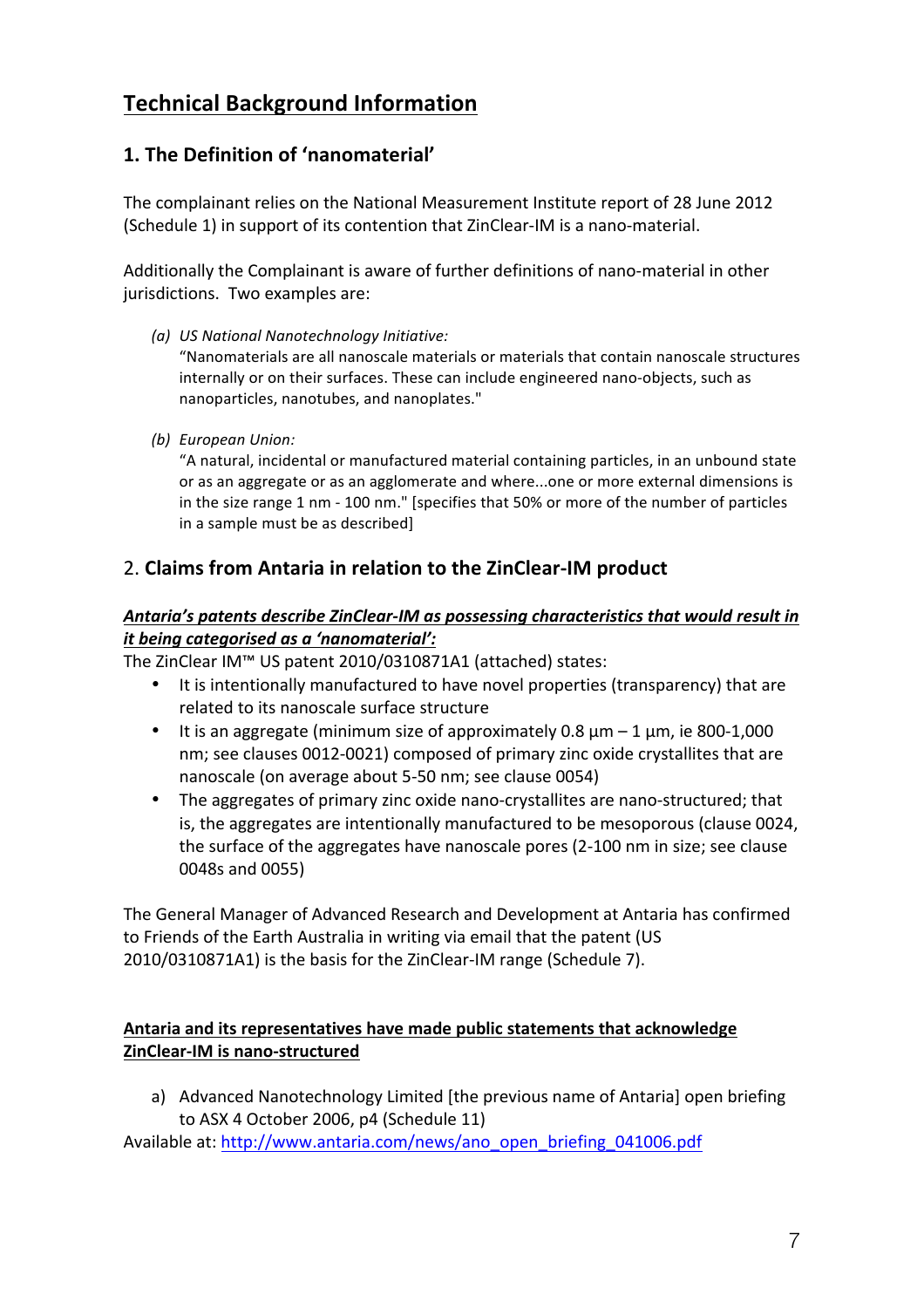# Technical Background Information

## 1. The Definition of 'nanomaterial'

The complainant relies on the National Measurement Institute report of 28 June 2012 (Schedule 1) in support of its contention that ZinClear-IM is a nano-material.

Additionally the Complainant is aware of further definitions of nano-material in other jurisdictions. Two examples are:

(a) *US National Nanotechnology Initiative:*
"Nanomaterials are all nanoscale materials or materials that contain nanoscale structures internally or on their surfaces. These can include engineered nano-objects, such as nanoparticles, nanotubes, and nanoplates."

(b) *European Union:*
"A natural, incidental or manufactured material containing particles, in an unbound state or as an aggregate or as an agglomerate and where...one or more external dimensions is in the size range 1 nm - 100 nm." [specifies that 50% or more of the number of particles in a sample must be as described]

## 2. **Claims from Antaria in relation to the ZinClear-IM product**

***Antaria's patents describe ZinClear-IM as possessing characteristics that would result in it being categorised as a 'nanomaterial':***

The ZinClear IM™ US patent 2010/0310871A1 (attached) states:

- It is intentionally manufactured to have novel properties (transparency) that are related to its nanoscale surface structure
- It is an aggregate (minimum size of approximately 0.8 µm – 1 µm, ie 800-1,000 nm; see clauses 0012-0021) composed of primary zinc oxide crystallites that are nanoscale (on average about 5-50 nm; see clause 0054)
- The aggregates of primary zinc oxide nano-crystallites are nano-structured; that is, the aggregates are intentionally manufactured to be mesoporous (clause 0024, the surface of the aggregates have nanoscale pores (2-100 nm in size; see clause 0048s and 0055)

The General Manager of Advanced Research and Development at Antaria has confirmed to Friends of the Earth Australia in writing via email that the patent (US 2010/0310871A1) is the basis for the ZinClear-IM range (Schedule 7).

**Antaria and its representatives have made public statements that acknowledge ZinClear-IM is nano-structured**

a) Advanced Nanotechnology Limited [the previous name of Antaria] open briefing to ASX 4 October 2006, p4 (Schedule 11)

Available at: http://www.antaria.com/news/ano_open_briefing_041006.pdf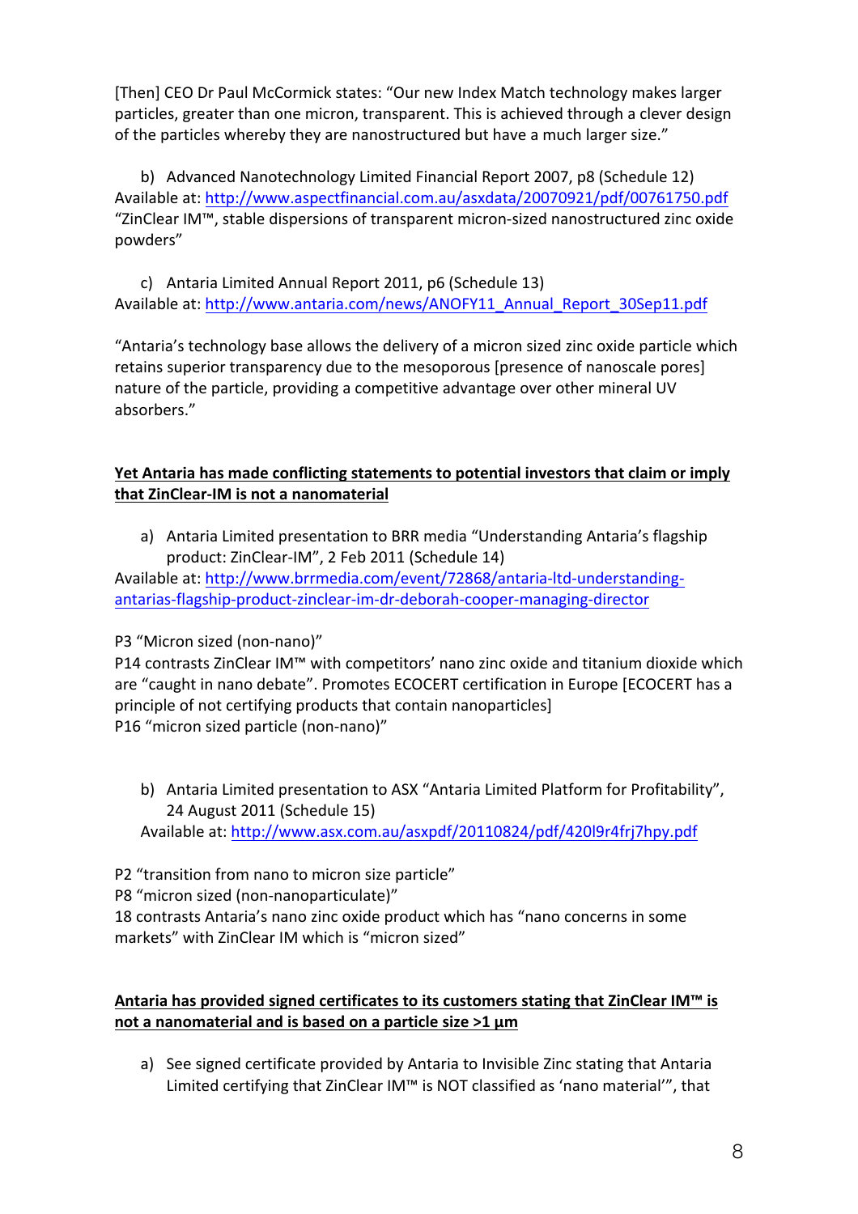[Then] CEO Dr Paul McCormick states: "Our new Index Match technology makes larger particles, greater than one micron, transparent. This is achieved through a clever design of the particles whereby they are nanostructured but have a much larger size."

b) Advanced Nanotechnology Limited Financial Report 2007, p8 (Schedule 12)
Available at: http://www.aspectfinancial.com.au/asxdata/20070921/pdf/00761750.pdf
"ZinClear IM™, stable dispersions of transparent micron-sized nanostructured zinc oxide powders"

c) Antaria Limited Annual Report 2011, p6 (Schedule 13)
Available at: http://www.antaria.com/news/ANOFY11_Annual_Report_30Sep11.pdf

"Antaria's technology base allows the delivery of a micron sized zinc oxide particle which retains superior transparency due to the mesoporous [presence of nanoscale pores] nature of the particle, providing a competitive advantage over other mineral UV absorbers."

**<u>Yet Antaria has made conflicting statements to potential investors that claim or imply that ZinClear-IM is not a nanomaterial</u>**

a) Antaria Limited presentation to BRR media "Understanding Antaria's flagship product: ZinClear-IM", 2 Feb 2011 (Schedule 14)
Available at: http://www.brrmedia.com/event/72868/antaria-ltd-understanding-antarias-flagship-product-zinclear-im-dr-deborah-cooper-managing-director

P3 "Micron sized (non-nano)"
P14 contrasts ZinClear IM™ with competitors' nano zinc oxide and titanium dioxide which are "caught in nano debate". Promotes ECOCERT certification in Europe [ECOCERT has a principle of not certifying products that contain nanoparticles]
P16 "micron sized particle (non-nano)"

b) Antaria Limited presentation to ASX "Antaria Limited Platform for Profitability", 24 August 2011 (Schedule 15)
Available at: http://www.asx.com.au/asxpdf/20110824/pdf/420l9r4frj7hpy.pdf

P2 "transition from nano to micron size particle"
P8 "micron sized (non-nanoparticulate)"
18 contrasts Antaria's nano zinc oxide product which has "nano concerns in some markets" with ZinClear IM which is "micron sized"

**<u>Antaria has provided signed certificates to its customers stating that ZinClear IM™ is not a nanomaterial and is based on a particle size >1 µm</u>**

a) See signed certificate provided by Antaria to Invisible Zinc stating that Antaria Limited certifying that ZinClear IM™ is NOT classified as 'nano material'", that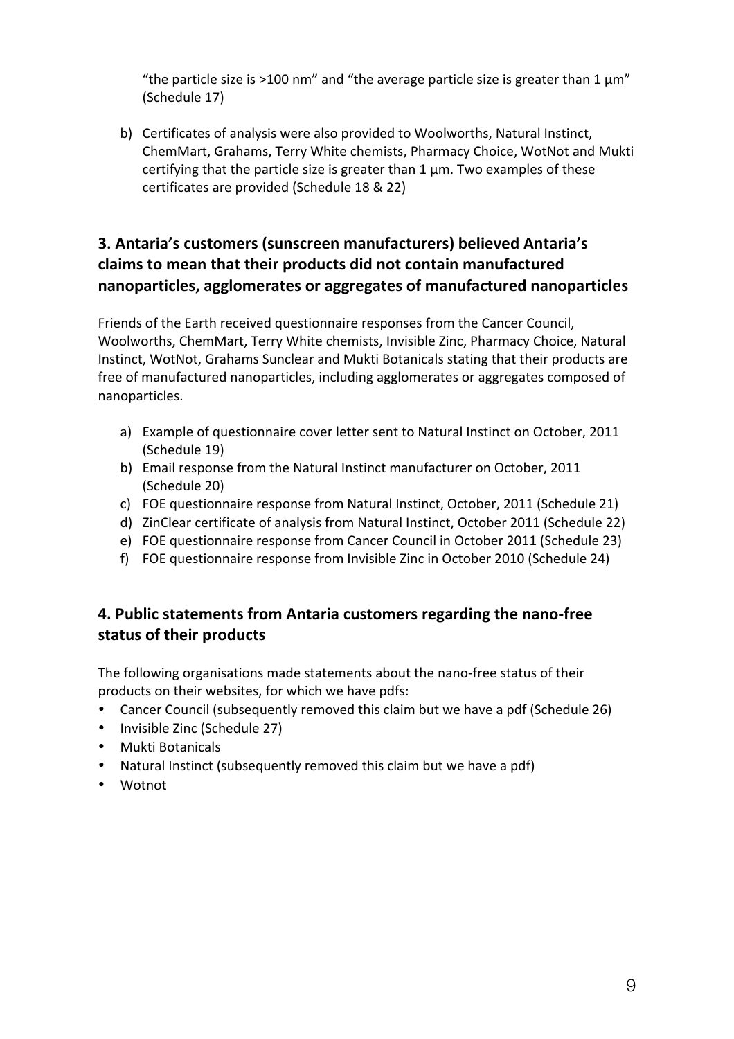"the particle size is >100 nm" and "the average particle size is greater than 1 µm" (Schedule 17)

b) Certificates of analysis were also provided to Woolworths, Natural Instinct, ChemMart, Grahams, Terry White chemists, Pharmacy Choice, WotNot and Mukti certifying that the particle size is greater than 1 µm. Two examples of these certificates are provided (Schedule 18 & 22)

## 3. Antaria's customers (sunscreen manufacturers) believed Antaria's claims to mean that their products did not contain manufactured nanoparticles, agglomerates or aggregates of manufactured nanoparticles

Friends of the Earth received questionnaire responses from the Cancer Council, Woolworths, ChemMart, Terry White chemists, Invisible Zinc, Pharmacy Choice, Natural Instinct, WotNot, Grahams Sunclear and Mukti Botanicals stating that their products are free of manufactured nanoparticles, including agglomerates or aggregates composed of nanoparticles.

a) Example of questionnaire cover letter sent to Natural Instinct on October, 2011 (Schedule 19)
b) Email response from the Natural Instinct manufacturer on October, 2011 (Schedule 20)
c) FOE questionnaire response from Natural Instinct, October, 2011 (Schedule 21)
d) ZinClear certificate of analysis from Natural Instinct, October 2011 (Schedule 22)
e) FOE questionnaire response from Cancer Council in October 2011 (Schedule 23)
f) FOE questionnaire response from Invisible Zinc in October 2010 (Schedule 24)

## 4. Public statements from Antaria customers regarding the nano-free status of their products

The following organisations made statements about the nano-free status of their products on their websites, for which we have pdfs:

- Cancer Council (subsequently removed this claim but we have a pdf (Schedule 26)
- Invisible Zinc (Schedule 27)
- Mukti Botanicals
- Natural Instinct (subsequently removed this claim but we have a pdf)
- Wotnot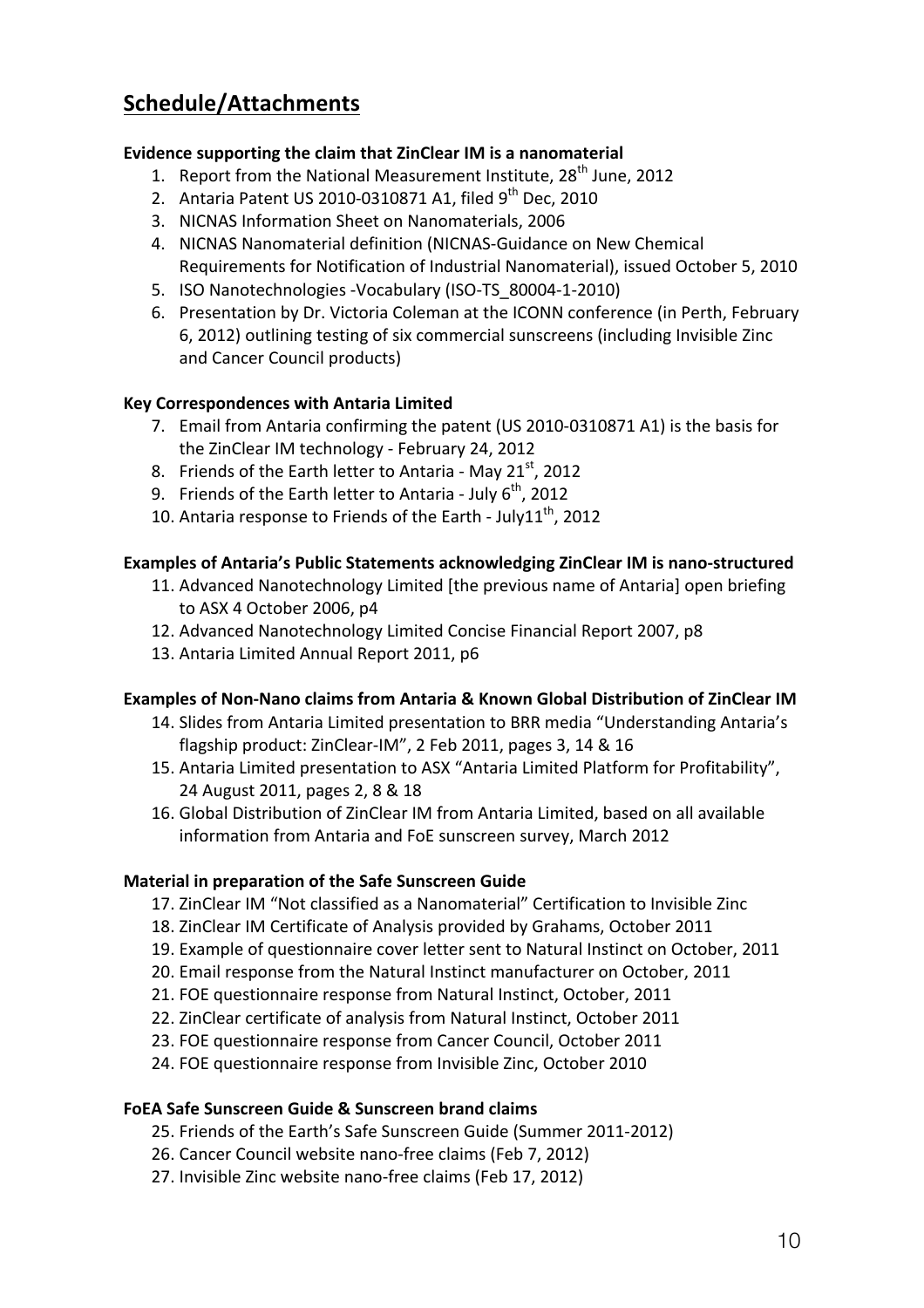## Schedule/Attachments

**Evidence supporting the claim that ZinClear IM is a nanomaterial**

1. Report from the National Measurement Institute, 28th June, 2012
2. Antaria Patent US 2010-0310871 A1, filed 9th Dec, 2010
3. NICNAS Information Sheet on Nanomaterials, 2006
4. NICNAS Nanomaterial definition (NICNAS-Guidance on New Chemical Requirements for Notification of Industrial Nanomaterial), issued October 5, 2010
5. ISO Nanotechnologies -Vocabulary (ISO-TS_80004-1-2010)
6. Presentation by Dr. Victoria Coleman at the ICONN conference (in Perth, February 6, 2012) outlining testing of six commercial sunscreens (including Invisible Zinc and Cancer Council products)

**Key Correspondences with Antaria Limited**

7. Email from Antaria confirming the patent (US 2010-0310871 A1) is the basis for the ZinClear IM technology - February 24, 2012
8. Friends of the Earth letter to Antaria - May 21st, 2012
9. Friends of the Earth letter to Antaria - July 6th, 2012
10. Antaria response to Friends of the Earth - July11th, 2012

**Examples of Antaria's Public Statements acknowledging ZinClear IM is nano-structured**

11. Advanced Nanotechnology Limited [the previous name of Antaria] open briefing to ASX 4 October 2006, p4
12. Advanced Nanotechnology Limited Concise Financial Report 2007, p8
13. Antaria Limited Annual Report 2011, p6

**Examples of Non-Nano claims from Antaria & Known Global Distribution of ZinClear IM**

14. Slides from Antaria Limited presentation to BRR media "Understanding Antaria's flagship product: ZinClear-IM", 2 Feb 2011, pages 3, 14 & 16
15. Antaria Limited presentation to ASX "Antaria Limited Platform for Profitability", 24 August 2011, pages 2, 8 & 18
16. Global Distribution of ZinClear IM from Antaria Limited, based on all available information from Antaria and FoE sunscreen survey, March 2012

**Material in preparation of the Safe Sunscreen Guide**

17. ZinClear IM "Not classified as a Nanomaterial" Certification to Invisible Zinc
18. ZinClear IM Certificate of Analysis provided by Grahams, October 2011
19. Example of questionnaire cover letter sent to Natural Instinct on October, 2011
20. Email response from the Natural Instinct manufacturer on October, 2011
21. FOE questionnaire response from Natural Instinct, October, 2011
22. ZinClear certificate of analysis from Natural Instinct, October 2011
23. FOE questionnaire response from Cancer Council, October 2011
24. FOE questionnaire response from Invisible Zinc, October 2010

**FoEA Safe Sunscreen Guide & Sunscreen brand claims**

25. Friends of the Earth's Safe Sunscreen Guide (Summer 2011-2012)
26. Cancer Council website nano-free claims (Feb 7, 2012)
27. Invisible Zinc website nano-free claims (Feb 17, 2012)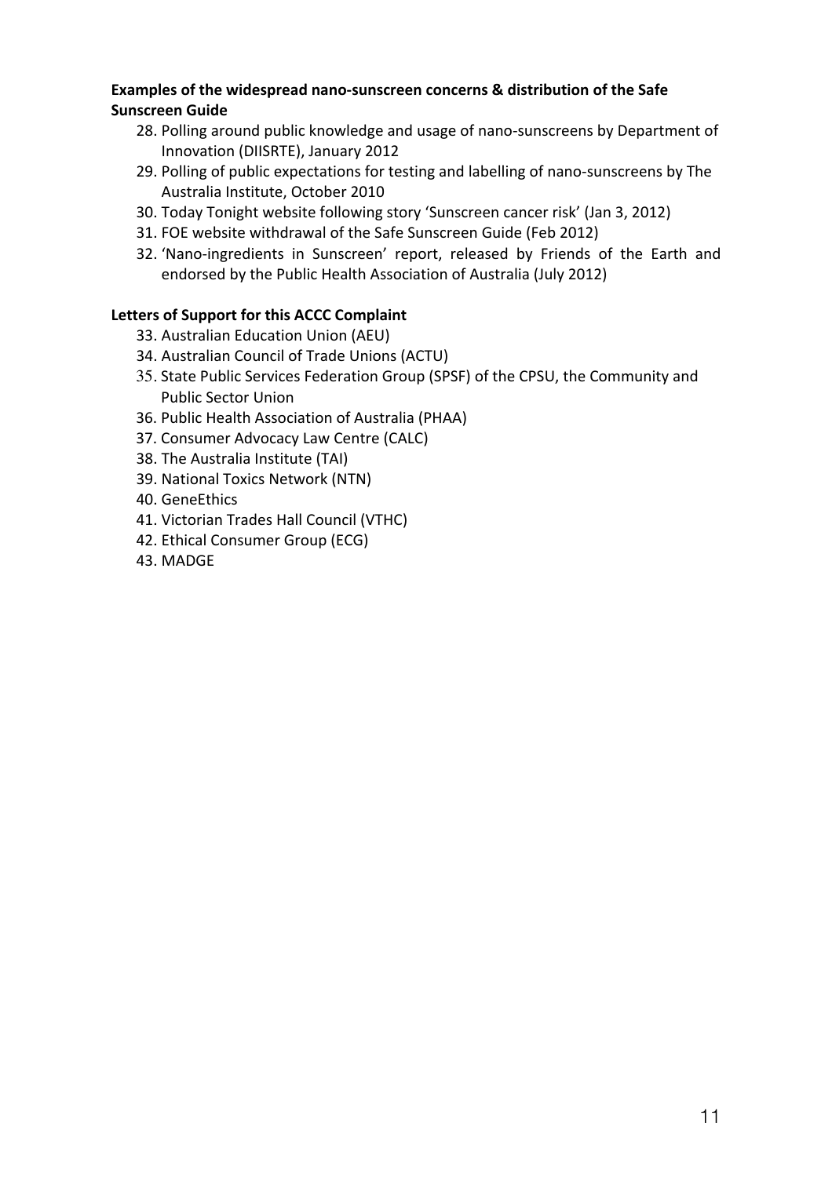**Examples of the widespread nano-sunscreen concerns & distribution of the Safe Sunscreen Guide**

28. Polling around public knowledge and usage of nano-sunscreens by Department of Innovation (DIISRTE), January 2012
29. Polling of public expectations for testing and labelling of nano-sunscreens by The Australia Institute, October 2010
30. Today Tonight website following story 'Sunscreen cancer risk' (Jan 3, 2012)
31. FOE website withdrawal of the Safe Sunscreen Guide (Feb 2012)
32. 'Nano-ingredients in Sunscreen' report, released by Friends of the Earth and endorsed by the Public Health Association of Australia (July 2012)

**Letters of Support for this ACCC Complaint**

33. Australian Education Union (AEU)
34. Australian Council of Trade Unions (ACTU)
35. State Public Services Federation Group (SPSF) of the CPSU, the Community and Public Sector Union
36. Public Health Association of Australia (PHAA)
37. Consumer Advocacy Law Centre (CALC)
38. The Australia Institute (TAI)
39. National Toxics Network (NTN)
40. GeneEthics
41. Victorian Trades Hall Council (VTHC)
42. Ethical Consumer Group (ECG)
43. MADGE